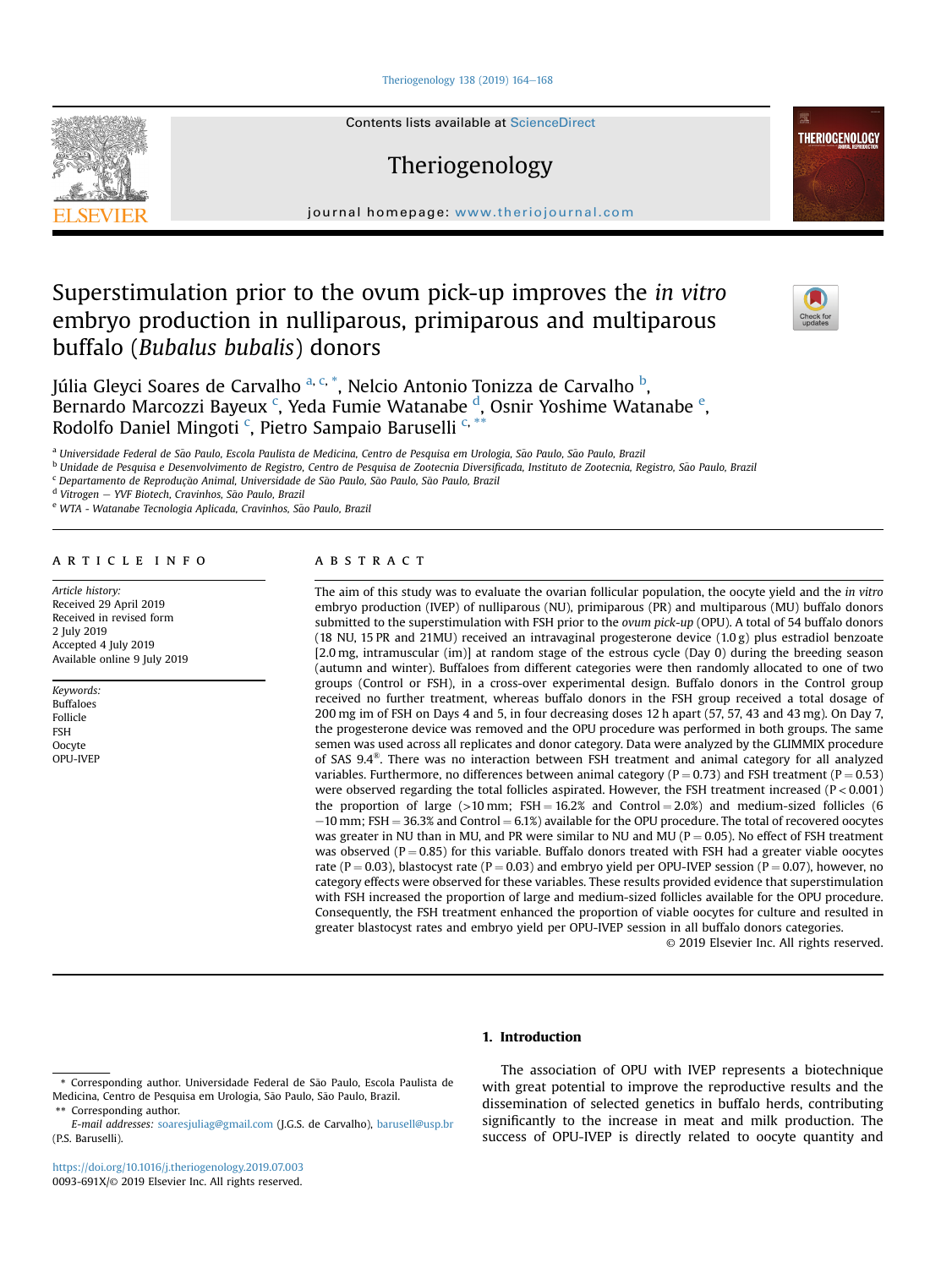# Superstimulation prior to the ovum pick-up improves the *in vitro* embryo production in nulliparous, primiparous and multiparous buffalo (*Bubalus bubalis*) donors

Júlia Gleyci Soares de Carvalho [a, c, *], Nelcio Antonio Tonizza de Carvalho [b], Bernardo Marcozzi Bayeux [c], Yeda Fumie Watanabe [d], Osnir Yoshime Watanabe [e], Rodolfo Daniel Mingoti [c], Pietro Sampaio Baruselli [c, **]

[a] Universidade Federal de São Paulo, Escola Paulista de Medicina, Centro de Pesquisa em Urologia, São Paulo, São Paulo, Brazil
[b] Unidade de Pesquisa e Desenvolvimento de Registro, Centro de Pesquisa de Zootecnia Diversificada, Instituto de Zootecnia, Registro, São Paulo, Brazil
[c] Departamento de Reprodução Animal, Universidade de São Paulo, São Paulo, São Paulo, Brazil
[d] Vitrogen – YVF Biotech, Cravinhos, São Paulo, Brazil
[e] WTA - Watanabe Tecnologia Aplicada, Cravinhos, São Paulo, Brazil

## ARTICLE INFO

*Article history:*
Received 29 April 2019
Received in revised form
2 July 2019
Accepted 4 July 2019
Available online 9 July 2019

*Keywords:*
Buffaloes
Follicle
FSH
Oocyte
OPU-IVEP

## ABSTRACT

The aim of this study was to evaluate the ovarian follicular population, the oocyte yield and the *in vitro* embryo production (IVEP) of nulliparous (NU), primiparous (PR) and multiparous (MU) buffalo donors submitted to the superstimulation with FSH prior to the *ovum pick-up* (OPU). A total of 54 buffalo donors (18 NU, 15 PR and 21MU) received an intravaginal progesterone device (1.0 g) plus estradiol benzoate [2.0 mg, intramuscular (im)] at random stage of the estrous cycle (Day 0) during the breeding season (autumn and winter). Buffaloes from different categories were then randomly allocated to one of two groups (Control or FSH), in a cross-over experimental design. Buffalo donors in the Control group received no further treatment, whereas buffalo donors in the FSH group received a total dosage of 200 mg im of FSH on Days 4 and 5, in four decreasing doses 12 h apart (57, 57, 43 and 43 mg). On Day 7, the progesterone device was removed and the OPU procedure was performed in both groups. The same semen was used across all replicates and donor category. Data were analyzed by the GLIMMIX procedure of SAS 9.4®. There was no interaction between FSH treatment and animal category for all analyzed variables. Furthermore, no differences between animal category ($P = 0.73$) and FSH treatment ($P = 0.53$) were observed regarding the total follicles aspirated. However, the FSH treatment increased ($P < 0.001$) the proportion of large (>10 mm; FSH = 16.2% and Control = 2.0%) and medium-sized follicles (6 −10 mm; FSH = 36.3% and Control = 6.1%) available for the OPU procedure. The total of recovered oocytes was greater in NU than in MU, and PR were similar to NU and MU ($P = 0.05$). No effect of FSH treatment was observed ($P = 0.85$) for this variable. Buffalo donors treated with FSH had a greater viable oocytes rate ($P = 0.03$), blastocyst rate ($P = 0.03$) and embryo yield per OPU-IVEP session ($P = 0.07$), however, no category effects were observed for these variables. These results provided evidence that superstimulation with FSH increased the proportion of large and medium-sized follicles available for the OPU procedure. Consequently, the FSH treatment enhanced the proportion of viable oocytes for culture and resulted in greater blastocyst rates and embryo yield per OPU-IVEP session in all buffalo donors categories.

© 2019 Elsevier Inc. All rights reserved.

## 1. Introduction

The association of OPU with IVEP represents a biotechnique with great potential to improve the reproductive results and the dissemination of selected genetics in buffalo herds, contributing significantly to the increase in meat and milk production. The success of OPU-IVEP is directly related to oocyte quantity and

---

\* Corresponding author. Universidade Federal de São Paulo, Escola Paulista de Medicina, Centro de Pesquisa em Urologia, São Paulo, São Paulo, Brazil.
\*\* Corresponding author.
*E-mail addresses:* soaresjuliag@gmail.com (J.G.S. de Carvalho), barusell@usp.br (P.S. Baruselli).

https://doi.org/10.1016/j.theriogenology.2019.07.003
0093-691X/© 2019 Elsevier Inc. All rights reserved.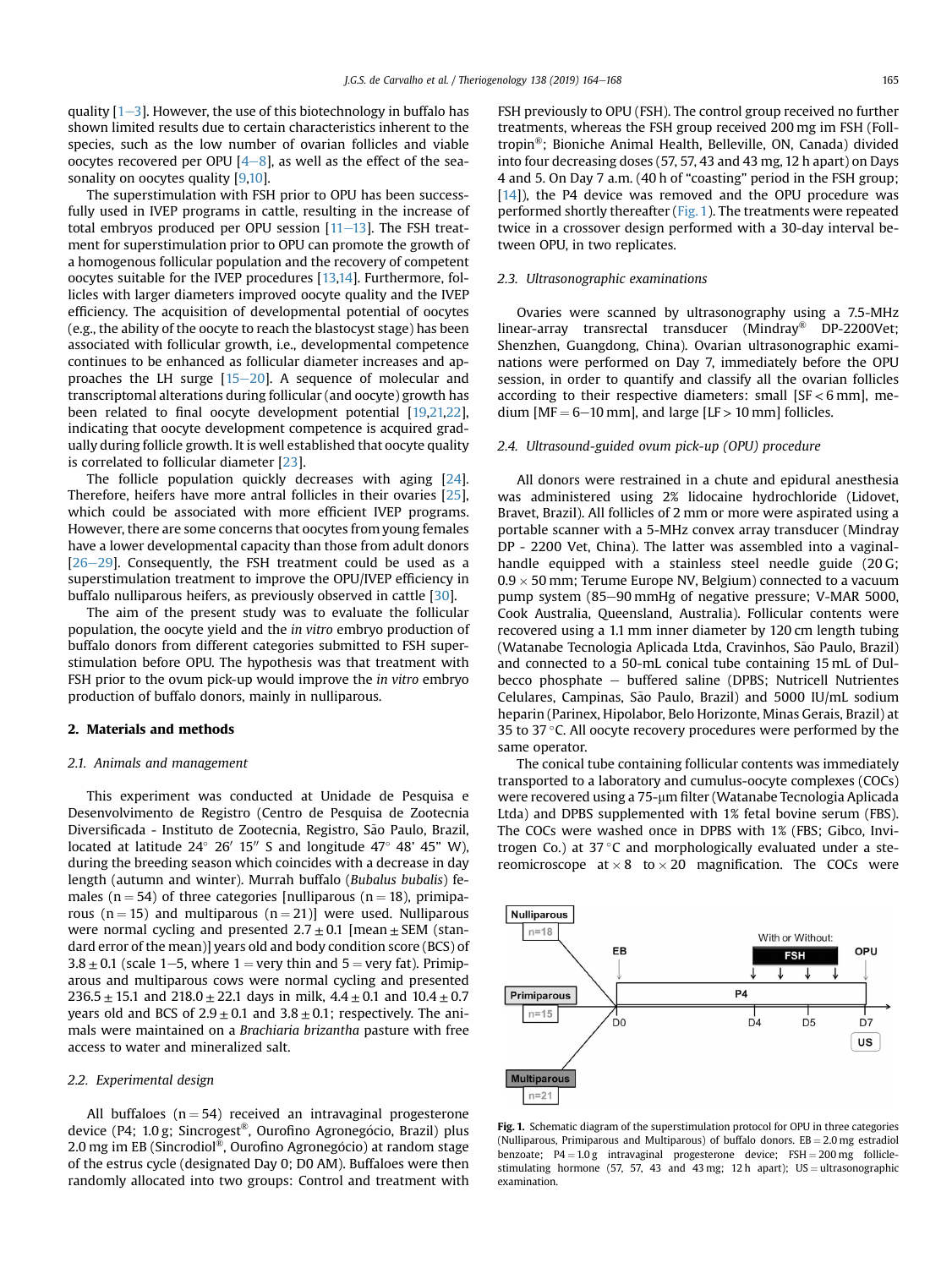quality [1–3]. However, the use of this biotechnology in buffalo has shown limited results due to certain characteristics inherent to the species, such as the low number of ovarian follicles and viable oocytes recovered per OPU [4–8], as well as the effect of the seasonality on oocytes quality [9,10].

The superstimulation with FSH prior to OPU has been successfully used in IVEP programs in cattle, resulting in the increase of total embryos produced per OPU session [11–13]. The FSH treatment for superstimulation prior to OPU can promote the growth of a homogenous follicular population and the recovery of competent oocytes suitable for the IVEP procedures [13,14]. Furthermore, follicles with larger diameters improved oocyte quality and the IVEP efficiency. The acquisition of developmental potential of oocytes (e.g., the ability of the oocyte to reach the blastocyst stage) has been associated with follicular growth, i.e., developmental competence continues to be enhanced as follicular diameter increases and approaches the LH surge [15–20]. A sequence of molecular and transcriptomal alterations during follicular (and oocyte) growth has been related to final oocyte development potential [19,21,22], indicating that oocyte development competence is acquired gradually during follicle growth. It is well established that oocyte quality is correlated to follicular diameter [23].

The follicle population quickly decreases with aging [24]. Therefore, heifers have more antral follicles in their ovaries [25], which could be associated with more efficient IVEP programs. However, there are some concerns that oocytes from young females have a lower developmental capacity than those from adult donors [26–29]. Consequently, the FSH treatment could be used as a superstimulation treatment to improve the OPU/IVEP efficiency in buffalo nulliparous heifers, as previously observed in cattle [30].

The aim of the present study was to evaluate the follicular population, the oocyte yield and the *in vitro* embryo production of buffalo donors from different categories submitted to FSH superstimulation before OPU. The hypothesis was that treatment with FSH prior to the ovum pick-up would improve the *in vitro* embryo production of buffalo donors, mainly in nulliparous.

## 2. Materials and methods

### 2.1. Animals and management

This experiment was conducted at Unidade de Pesquisa e Desenvolvimento de Registro (Centro de Pesquisa de Zootecnia Diversificada - Instituto de Zootecnia, Registro, São Paulo, Brazil, located at latitude 24° 26′ 15″ S and longitude 47° 48′ 45″ W), during the breeding season which coincides with a decrease in day length (autumn and winter). Murrah buffalo (*Bubalus bubalis*) females (n = 54) of three categories [nulliparous (n = 18), primiparous (n = 15) and multiparous (n = 21)] were used. Nulliparous were normal cycling and presented 2.7 ± 0.1 [mean ± SEM (standard error of the mean)] years old and body condition score (BCS) of 3.8 ± 0.1 (scale 1–5, where 1 = very thin and 5 = very fat). Primiparous and multiparous cows were normal cycling and presented 236.5 ± 15.1 and 218.0 ± 22.1 days in milk, 4.4 ± 0.1 and 10.4 ± 0.7 years old and BCS of 2.9 ± 0.1 and 3.8 ± 0.1; respectively. The animals were maintained on a *Brachiaria brizantha* pasture with free access to water and mineralized salt.

### 2.2. Experimental design

All buffaloes (n = 54) received an intravaginal progesterone device (P4; 1.0 g; Sincrogest®, Ourofino Agronegócio, Brazil) plus 2.0 mg im EB (Sincrodiol®, Ourofino Agronegócio) at random stage of the estrus cycle (designated Day 0; D0 AM). Buffaloes were then randomly allocated into two groups: Control and treatment with FSH previously to OPU (FSH). The control group received no further treatments, whereas the FSH group received 200 mg im FSH (Folltropin®; Bioniche Animal Health, Belleville, ON, Canada) divided into four decreasing doses (57, 57, 43 and 43 mg, 12 h apart) on Days 4 and 5. On Day 7 a.m. (40 h of "coasting" period in the FSH group; [14]), the P4 device was removed and the OPU procedure was performed shortly thereafter (Fig. 1). The treatments were repeated twice in a crossover design performed with a 30-day interval between OPU, in two replicates.

### 2.3. Ultrasonographic examinations

Ovaries were scanned by ultrasonography using a 7.5-MHz linear-array transrectal transducer (Mindray® DP-2200Vet; Shenzhen, Guangdong, China). Ovarian ultrasonographic examinations were performed on Day 7, immediately before the OPU session, in order to quantify and classify all the ovarian follicles according to their respective diameters: small [SF < 6 mm], medium [MF = 6–10 mm], and large [LF > 10 mm] follicles.

### 2.4. Ultrasound-guided ovum pick-up (OPU) procedure

All donors were restrained in a chute and epidural anesthesia was administered using 2% lidocaine hydrochloride (Lidovet, Bravet, Brazil). All follicles of 2 mm or more were aspirated using a portable scanner with a 5-MHz convex array transducer (Mindray DP - 2200 Vet, China). The latter was assembled into a vaginal-handle equipped with a stainless steel needle guide (20 G; 0.9 × 50 mm; Terume Europe NV, Belgium) connected to a vacuum pump system (85–90 mmHg of negative pressure; V-MAR 5000, Cook Australia, Queensland, Australia). Follicular contents were recovered using a 1.1 mm inner diameter by 120 cm length tubing (Watanabe Tecnologia Aplicada Ltda, Cravinhos, São Paulo, Brazil) and connected to a 50-mL conical tube containing 15 mL of Dulbecco phosphate – buffered saline (DPBS; Nutricell Nutrientes Celulares, Campinas, São Paulo, Brazil) and 5000 IU/mL sodium heparin (Parinex, Hipolabor, Belo Horizonte, Minas Gerais, Brazil) at 35 to 37 °C. All oocyte recovery procedures were performed by the same operator.

The conical tube containing follicular contents was immediately transported to a laboratory and cumulus-oocyte complexes (COCs) were recovered using a 75-μm filter (Watanabe Tecnologia Aplicada Ltda) and DPBS supplemented with 1% fetal bovine serum (FBS). The COCs were washed once in DPBS with 1% (FBS; Gibco, Invitrogen Co.) at 37 °C and morphologically evaluated under a stereomicroscope at × 8 to × 20 magnification. The COCs were

Fig. 1. Schematic diagram of the superstimulation protocol for OPU in three categories (Nulliparous, Primiparous and Multiparous) of buffalo donors. EB = 2.0 mg estradiol benzoate; P4 = 1.0 g intravaginal progesterone device; FSH = 200 mg follicle-stimulating hormone (57, 57, 43 and 43 mg; 12 h apart); US = ultrasonographic examination.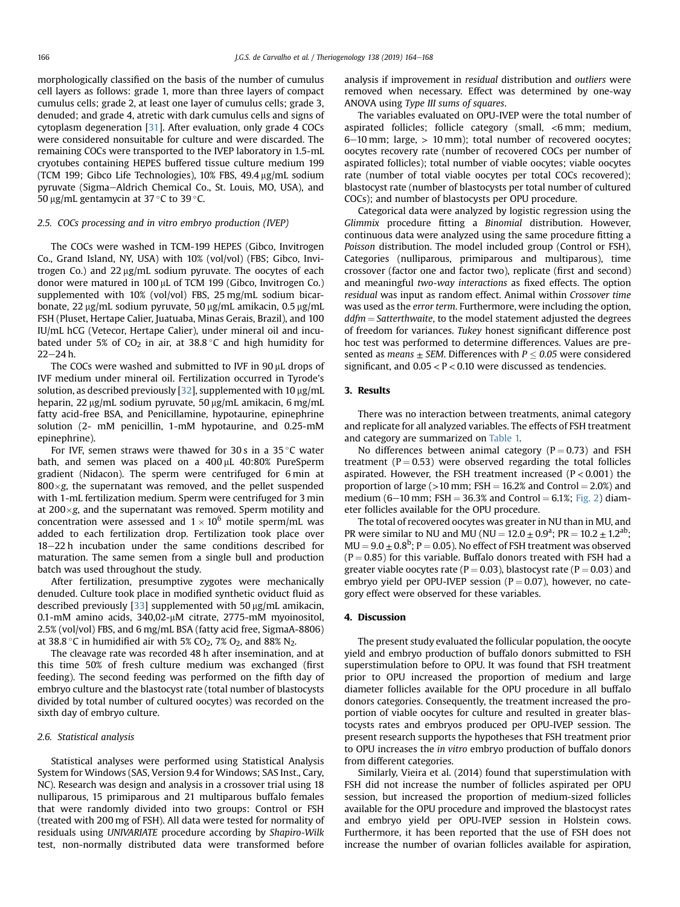morphologically classified on the basis of the number of cumulus cell layers as follows: grade 1, more than three layers of compact cumulus cells; grade 2, at least one layer of cumulus cells; grade 3, denuded; and grade 4, atretic with dark cumulus cells and signs of cytoplasm degeneration [31]. After evaluation, only grade 4 COCs were considered nonsuitable for culture and were discarded. The remaining COCs were transported to the IVEP laboratory in 1.5-mL cryotubes containing HEPES buffered tissue culture medium 199 (TCM 199; Gibco Life Technologies), 10% FBS, 49.4 μg/mL sodium pyruvate (Sigma–Aldrich Chemical Co., St. Louis, MO, USA), and 50 μg/mL gentamycin at 37 °C to 39 °C.

### 2.5. COCs processing and in vitro embryo production (IVEP)

The COCs were washed in TCM-199 HEPES (Gibco, Invitrogen Co., Grand Island, NY, USA) with 10% (vol/vol) (FBS; Gibco, Invitrogen Co.) and 22 μg/mL sodium pyruvate. The oocytes of each donor were matured in 100 μL of TCM 199 (Gibco, Invitrogen Co.) supplemented with 10% (vol/vol) FBS, 25 mg/mL sodium bicarbonate, 22 μg/mL sodium pyruvate, 50 μg/mL amikacin, 0.5 μg/mL FSH (Pluset, Hertape Calier, Juatuaba, Minas Gerais, Brazil), and 100 IU/mL hCG (Vetecor, Hertape Calier), under mineral oil and incubated under 5% of $CO_2$ in air, at 38.8 °C and high humidity for 22–24 h.

The COCs were washed and submitted to IVF in 90 μL drops of IVF medium under mineral oil. Fertilization occurred in Tyrode's solution, as described previously [32], supplemented with 10 μg/mL heparin, 22 μg/mL sodium pyruvate, 50 μg/mL amikacin, 6 mg/mL fatty acid-free BSA, and Penicillamine, hypotaurine, epinephrine solution (2- mM penicillin, 1-mM hypotaurine, and 0.25-mM epinephrine).

For IVF, semen straws were thawed for 30 s in a 35 °C water bath, and semen was placed on a 400 μL 40:80% PureSperm gradient (Nidacon). The sperm were centrifuged for 6 min at 800×*g*, the supernatant was removed, and the pellet suspended with 1-mL fertilization medium. Sperm were centrifuged for 3 min at 200×*g*, and the supernatant was removed. Sperm motility and concentration were assessed and $1 \times 10^6$ motile sperm/mL was added to each fertilization drop. Fertilization took place over 18–22 h incubation under the same conditions described for maturation. The same semen from a single bull and production batch was used throughout the study.

After fertilization, presumptive zygotes were mechanically denuded. Culture took place in modified synthetic oviduct fluid as described previously [33] supplemented with 50 μg/mL amikacin, 0.1-mM amino acids, 340,02-μM citrate, 2775-mM myoinositol, 2.5% (vol/vol) FBS, and 6 mg/mL BSA (fatty acid free, SigmaA-8806) at 38.8 °C in humidified air with 5% $CO_2$, 7% $O_2$, and 88% $N_2$.

The cleavage rate was recorded 48 h after insemination, and at this time 50% of fresh culture medium was exchanged (first feeding). The second feeding was performed on the fifth day of embryo culture and the blastocyst rate (total number of blastocysts divided by total number of cultured oocytes) was recorded on the sixth day of embryo culture.

### 2.6. Statistical analysis

Statistical analyses were performed using Statistical Analysis System for Windows (SAS, Version 9.4 for Windows; SAS Inst., Cary, NC). Research was design and analysis in a crossover trial using 18 nulliparous, 15 primiparous and 21 multiparous buffalo females that were randomly divided into two groups: Control or FSH (treated with 200 mg of FSH). All data were tested for normality of residuals using *UNIVARIATE* procedure according by *Shapiro-Wilk* test, non-normally distributed data were transformed before analysis if improvement in *residual* distribution and *outliers* were removed when necessary. Effect was determined by one-way ANOVA using *Type III sums of squares*.

The variables evaluated on OPU-IVEP were the total number of aspirated follicles; follicle category (small, <6 mm; medium, 6–10 mm; large, > 10 mm); total number of recovered oocytes; oocytes recovery rate (number of recovered COCs per number of aspirated follicles); total number of viable oocytes; viable oocytes rate (number of total viable oocytes per total COCs recovered); blastocyst rate (number of blastocysts per total number of cultured COCs); and number of blastocysts per OPU procedure.

Categorical data were analyzed by logistic regression using the *Glimmix* procedure fitting a *Binomial* distribution. However, continuous data were analyzed using the same procedure fitting a *Poisson* distribution. The model included group (Control or FSH), Categories (nulliparous, primiparous and multiparous), time crossover (factor one and factor two), replicate (first and second) and meaningful *two-way interactions* as fixed effects. The option *residual* was input as random effect. Animal within *Crossover time* was used as the *error term*. Furthermore, were including the option, *ddfm* = *Satterthwaite*, to the model statement adjusted the degrees of freedom for variances. *Tukey* honest significant difference post hoc test was performed to determine differences. Values are presented as *means* ± *SEM*. Differences with $P \leq 0.05$ were considered significant, and $0.05 < P < 0.10$ were discussed as tendencies.

## 3. Results

There was no interaction between treatments, animal category and replicate for all analyzed variables. The effects of FSH treatment and category are summarized on Table 1.

No differences between animal category ($P = 0.73$) and FSH treatment ($P = 0.53$) were observed regarding the total follicles aspirated. However, the FSH treatment increased ($P < 0.001$) the proportion of large (>10 mm; FSH = 16.2% and Control = 2.0%) and medium (6–10 mm; FSH = 36.3% and Control = 6.1%; Fig. 2) diameter follicles available for the OPU procedure.

The total of recovered oocytes was greater in NU than in MU, and PR were similar to NU and MU (NU = $12.0 \pm 0.9^{a}$; PR = $10.2 \pm 1.2^{ab}$; MU = $9.0 \pm 0.8^{b}$; $P = 0.05$). No effect of FSH treatment was observed ($P = 0.85$) for this variable. Buffalo donors treated with FSH had a greater viable oocytes rate ($P = 0.03$), blastocyst rate ($P = 0.03$) and embryo yield per OPU-IVEP session ($P = 0.07$), however, no category effect were observed for these variables.

## 4. Discussion

The present study evaluated the follicular population, the oocyte yield and embryo production of buffalo donors submitted to FSH superstimulation before to OPU. It was found that FSH treatment prior to OPU increased the proportion of medium and large diameter follicles available for the OPU procedure in all buffalo donors categories. Consequently, the treatment increased the proportion of viable oocytes for culture and resulted in greater blastocysts rates and embryos produced per OPU-IVEP session. The present research supports the hypotheses that FSH treatment prior to OPU increases the *in vitro* embryo production of buffalo donors from different categories.

Similarly, Vieira et al. (2014) found that superstimulation with FSH did not increase the number of follicles aspirated per OPU session, but increased the proportion of medium-sized follicles available for the OPU procedure and improved the blastocyst rates and embryo yield per OPU-IVEP session in Holstein cows. Furthermore, it has been reported that the use of FSH does not increase the number of ovarian follicles available for aspiration,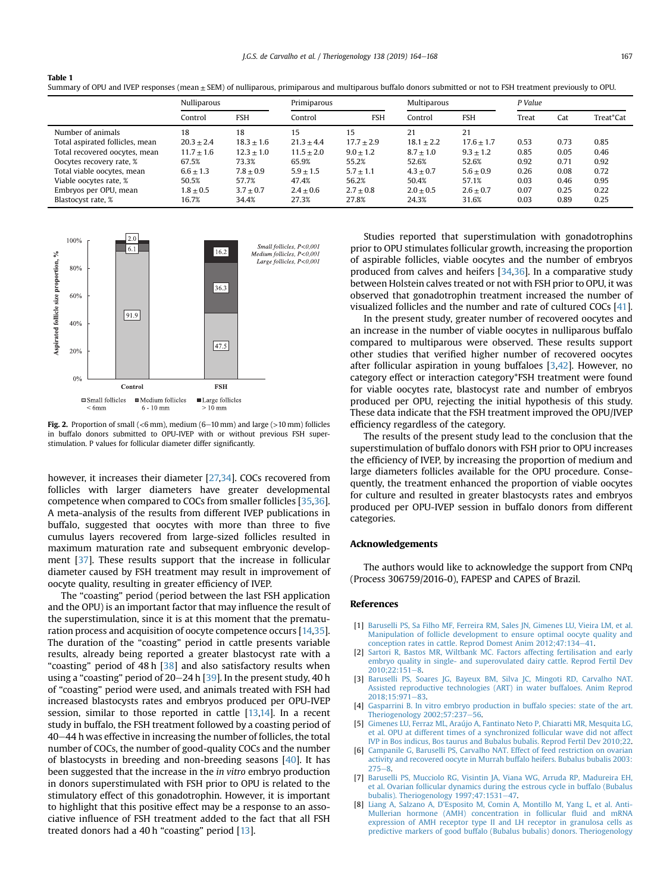**Table 1**
Summary of OPU and IVEP responses (mean ± SEM) of nulliparous, primiparous and multiparous buffalo donors submitted or not to FSH treatment previously to OPU.

| | Nulliparous | | Primiparous | | Multiparous | | *P Value* | | |
|---|---|---|---|---|---|---|---|---|---|
| | Control | FSH | Control | FSH | Control | FSH | Treat | Cat | Treat*Cat |
| Number of animals | 18 | 18 | 15 | 15 | 21 | 21 | | | |
| Total aspirated follicles, mean | 20.3 ± 2.4 | 18.3 ± 1.6 | 21.3 ± 4.4 | 17.7 ± 2.9 | 18.1 ± 2.2 | 17.6 ± 1.7 | 0.53 | 0.73 | 0.85 |
| Total recovered oocytes, mean | 11.7 ± 1.6 | 12.3 ± 1.0 | 11.5 ± 2.0 | 9.0 ± 1.2 | 8.7 ± 1.0 | 9.3 ± 1.2 | 0.85 | 0.05 | 0.46 |
| Oocytes recovery rate, % | 67.5% | 73.3% | 65.9% | 55.2% | 52.6% | 52.6% | 0.92 | 0.71 | 0.92 |
| Total viable oocytes, mean | 6.6 ± 1.3 | 7.8 ± 0.9 | 5.9 ± 1.5 | 5.7 ± 1.1 | 4.3 ± 0.7 | 5.6 ± 0.9 | 0.26 | 0.08 | 0.72 |
| Viable oocytes rate, % | 50.5% | 57.7% | 47.4% | 56.2% | 50.4% | 57.1% | 0.03 | 0.46 | 0.95 |
| Embryos per OPU, mean | 1.8 ± 0.5 | 3.7 ± 0.7 | 2.4 ± 0.6 | 2.7 ± 0.8 | 2.0 ± 0.5 | 2.6 ± 0.7 | 0.07 | 0.25 | 0.22 |
| Blastocyst rate, % | 16.7% | 34.4% | 27.3% | 27.8% | 24.3% | 31.6% | 0.03 | 0.89 | 0.25 |

**Fig. 2.** Proportion of small (<6 mm), medium (6–10 mm) and large (>10 mm) follicles in buffalo donors submitted to OPU-IVEP with or without previous FSH superstimulation. P values for follicular diameter differ significantly.

however, it increases their diameter [27,34]. COCs recovered from follicles with larger diameters have greater developmental competence when compared to COCs from smaller follicles [35,36]. A meta-analysis of the results from different IVEP publications in buffalo, suggested that oocytes with more than three to five cumulus layers recovered from large-sized follicles resulted in maximum maturation rate and subsequent embryonic development [37]. These results support that the increase in follicular diameter caused by FSH treatment may result in improvement of oocyte quality, resulting in greater efficiency of IVEP.

The "coasting" period (period between the last FSH application and the OPU) is an important factor that may influence the result of the superstimulation, since it is at this moment that the prematuration process and acquisition of oocyte competence occurs [14,35]. The duration of the "coasting" period in cattle presents variable results, already being reported a greater blastocyst rate with a "coasting" period of 48 h [38] and also satisfactory results when using a "coasting" period of 20–24 h [39]. In the present study, 40 h of "coasting" period were used, and animals treated with FSH had increased blastocysts rates and embryos produced per OPU-IVEP session, similar to those reported in cattle [13,14]. In a recent study in buffalo, the FSH treatment followed by a coasting period of 40–44 h was effective in increasing the number of follicles, the total number of COCs, the number of good-quality COCs and the number of blastocysts in breeding and non-breeding seasons [40]. It has been suggested that the increase in the *in vitro* embryo production in donors superstimulated with FSH prior to OPU is related to the stimulatory effect of this gonadotrophin. However, it is important to highlight that this positive effect may be a response to an associative influence of FSH treatment added to the fact that all FSH treated donors had a 40 h "coasting" period [13].

Studies reported that superstimulation with gonadotrophins prior to OPU stimulates follicular growth, increasing the proportion of aspirable follicles, viable oocytes and the number of embryos produced from calves and heifers [34,36]. In a comparative study between Holstein calves treated or not with FSH prior to OPU, it was observed that gonadotrophin treatment increased the number of visualized follicles and the number and rate of cultured COCs [41].

In the present study, greater number of recovered oocytes and an increase in the number of viable oocytes in nulliparous buffalo compared to multiparous were observed. These results support other studies that verified higher number of recovered oocytes after follicular aspiration in young buffaloes [3,42]. However, no category effect or interaction category*FSH treatment were found for viable oocytes rate, blastocyst rate and number of embryos produced per OPU, rejecting the initial hypothesis of this study. These data indicate that the FSH treatment improved the OPU/IVEP efficiency regardless of the category.

The results of the present study lead to the conclusion that the superstimulation of buffalo donors with FSH prior to OPU increases the efficiency of IVEP, by increasing the proportion of medium and large diameters follicles available for the OPU procedure. Consequently, the treatment enhanced the proportion of viable oocytes for culture and resulted in greater blastocysts rates and embryos produced per OPU-IVEP session in buffalo donors from different categories.

## Acknowledgements

The authors would like to acknowledge the support from CNPq (Process 306759/2016-0), FAPESP and CAPES of Brazil.

## References

[1] Baruselli PS, Sa Filho MF, Ferreira RM, Sales JN, Gimenes LU, Vieira LM, et al. Manipulation of follicle development to ensure optimal oocyte quality and conception rates in cattle. Reprod Domest Anim 2012;47:134–41.
[2] Sartori R, Bastos MR, Wiltbank MC. Factors affecting fertilisation and early embryo quality in single- and superovulated dairy cattle. Reprod Fertil Dev 2010;22:151–8.
[3] Baruselli PS, Soares JG, Bayeux BM, Silva JC, Mingoti RD, Carvalho NAT. Assisted reproductive technologies (ART) in water buffaloes. Anim Reprod 2018;15:971–83.
[4] Gasparrini B. In vitro embryo production in buffalo species: state of the art. Theriogenology 2002;57:237–56.
[5] Gimenes LU, Ferraz ML, Araújo A, Fantinato Neto P, Chiaratti MR, Mesquita LG, et al. OPU at different times of a synchronized follicular wave did not affect IVP in Bos indicus, Bos taurus and Bubalus bubalis. Reprod Fertil Dev 2010;22.
[6] Campanile G, Baruselli PS, Carvalho NAT. Effect of feed restriction on ovarian activity and recovered oocyte in Murrah buffalo heifers. Bubalus bubalis 2003: 275–8.
[7] Baruselli PS, Mucciolo RG, Visintin JA, Viana WG, Arruda RP, Madureira EH, et al. Ovarian follicular dynamics during the estrous cycle in buffalo (Bubalus bubalis). Theriogenology 1997;47:1531–47.
[8] Liang A, Salzano A, D'Esposito M, Comin A, Montillo M, Yang L, et al. Anti-Mullerian hormone (AMH) concentration in follicular fluid and mRNA expression of AMH receptor type II and LH receptor in granulosa cells as predictive markers of good buffalo (Bubalus bubalis) donors. Theriogenology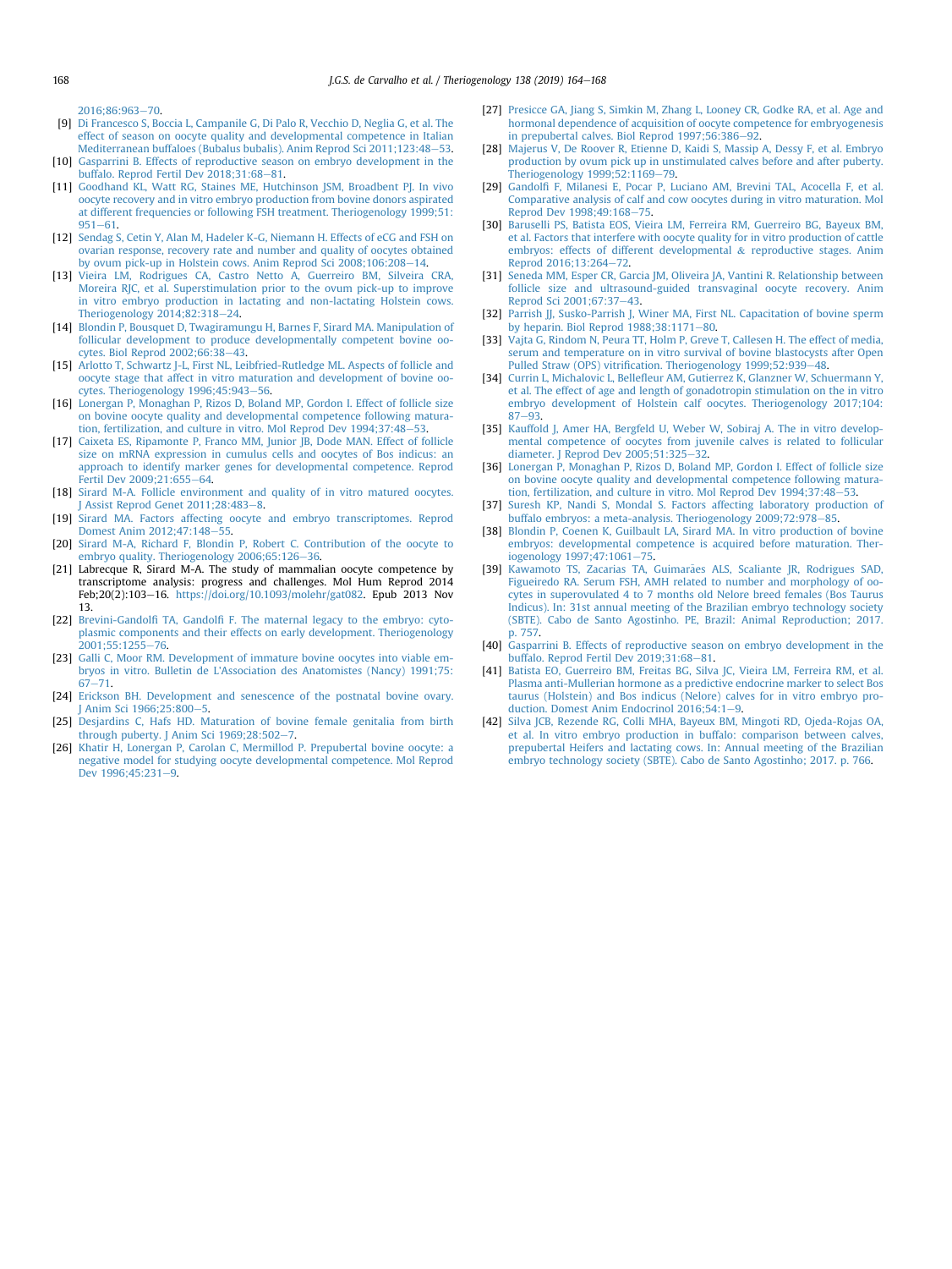2016;86:963–70.

[9] Di Francesco S, Boccia L, Campanile G, Di Palo R, Vecchio D, Neglia G, et al. The effect of season on oocyte quality and developmental competence in Italian Mediterranean buffaloes (Bubalus bubalis). Anim Reprod Sci 2011;123:48–53.

[10] Gasparrini B. Effects of reproductive season on embryo development in the buffalo. Reprod Fertil Dev 2018;31:68–81.

[11] Goodhand KL, Watt RG, Staines ME, Hutchinson JSM, Broadbent PJ. In vivo oocyte recovery and in vitro embryo production from bovine donors aspirated at different frequencies or following FSH treatment. Theriogenology 1999;51:951–61.

[12] Sendag S, Cetin Y, Alan M, Hadeler K-G, Niemann H. Effects of eCG and FSH on ovarian response, recovery rate and number and quality of oocytes obtained by ovum pick-up in Holstein cows. Anim Reprod Sci 2008;106:208–14.

[13] Vieira LM, Rodrigues CA, Castro Netto A, Guerreiro BM, Silveira CRA, Moreira RJC, et al. Superstimulation prior to the ovum pick-up to improve in vitro embryo production in lactating and non-lactating Holstein cows. Theriogenology 2014;82:318–24.

[14] Blondin P, Bousquet D, Twagiramungu H, Barnes F, Sirard MA. Manipulation of follicular development to produce developmentally competent bovine oocytes. Biol Reprod 2002;66:38–43.

[15] Arlotto T, Schwartz J-L, First NL, Leibfried-Rutledge ML. Aspects of follicle and oocyte stage that affect in vitro maturation and development of bovine oocytes. Theriogenology 1996;45:943–56.

[16] Lonergan P, Monaghan P, Rizos D, Boland MP, Gordon I. Effect of follicle size on bovine oocyte quality and developmental competence following maturation, fertilization, and culture in vitro. Mol Reprod Dev 1994;37:48–53.

[17] Caixeta ES, Ripamonte P, Franco MM, Junior JB, Dode MAN. Effect of follicle size on mRNA expression in cumulus cells and oocytes of Bos indicus: an approach to identify marker genes for developmental competence. Reprod Fertil Dev 2009;21:655–64.

[18] Sirard M-A. Follicle environment and quality of in vitro matured oocytes. J Assist Reprod Genet 2011;28:483–8.

[19] Sirard MA. Factors affecting oocyte and embryo transcriptomes. Reprod Domest Anim 2012;47:148–55.

[20] Sirard M-A, Richard F, Blondin P, Robert C. Contribution of the oocyte to embryo quality. Theriogenology 2006;65:126–36.

[21] Labrecque R, Sirard M-A. The study of mammalian oocyte competence by transcriptome analysis: progress and challenges. Mol Hum Reprod 2014 Feb;20(2):103–16. https://doi.org/10.1093/molehr/gat082. Epub 2013 Nov 13.

[22] Brevini-Gandolfi TA, Gandolfi F. The maternal legacy to the embryo: cytoplasmic components and their effects on early development. Theriogenology 2001;55:1255–76.

[23] Galli C, Moor RM. Development of immature bovine oocytes into viable embryos in vitro. Bulletin de L'Association des Anatomistes (Nancy) 1991;75:67–71.

[24] Erickson BH. Development and senescence of the postnatal bovine ovary. J Anim Sci 1966;25:800–5.

[25] Desjardins C, Hafs HD. Maturation of bovine female genitalia from birth through puberty. J Anim Sci 1969;28:502–7.

[26] Khatir H, Lonergan P, Carolan C, Mermillod P. Prepubertal bovine oocyte: a negative model for studying oocyte developmental competence. Mol Reprod Dev 1996;45:231–9.

[27] Presicce GA, Jiang S, Simkin M, Zhang L, Looney CR, Godke RA, et al. Age and hormonal dependence of acquisition of oocyte competence for embryogenesis in prepubertal calves. Biol Reprod 1997;56:386–92.

[28] Majerus V, De Roover R, Etienne D, Kaidi S, Massip A, Dessy F, et al. Embryo production by ovum pick up in unstimulated calves before and after puberty. Theriogenology 1999;52:1169–79.

[29] Gandolfi F, Milanesi E, Pocar P, Luciano AM, Brevini TAL, Acocella F, et al. Comparative analysis of calf and cow oocytes during in vitro maturation. Mol Reprod Dev 1998;49:168–75.

[30] Baruselli PS, Batista EOS, Vieira LM, Ferreira RM, Guerreiro BG, Bayeux BM, et al. Factors that interfere with oocyte quality for in vitro production of cattle embryos: effects of different developmental & reproductive stages. Anim Reprod 2016;13:264–72.

[31] Seneda MM, Esper CR, Garcia JM, Oliveira JA, Vantini R. Relationship between follicle size and ultrasound-guided transvaginal oocyte recovery. Anim Reprod Sci 2001;67:37–43.

[32] Parrish JJ, Susko-Parrish J, Winer MA, First NL. Capacitation of bovine sperm by heparin. Biol Reprod 1988;38:1171–80.

[33] Vajta G, Rindom N, Peura TT, Holm P, Greve T, Callesen H. The effect of media, serum and temperature on in vitro survival of bovine blastocysts after Open Pulled Straw (OPS) vitrification. Theriogenology 1999;52:939–48.

[34] Currin L, Michalovic L, Bellefleur AM, Gutierrez K, Glanzner W, Schuermann Y, et al. The effect of age and length of gonadotropin stimulation on the in vitro embryo development of Holstein calf oocytes. Theriogenology 2017;104:87–93.

[35] Kauffold J, Amer HA, Bergfeld U, Weber W, Sobiraj A. The in vitro developmental competence of oocytes from juvenile calves is related to follicular diameter. J Reprod Dev 2005;51:325–32.

[36] Lonergan P, Monaghan P, Rizos D, Boland MP, Gordon I. Effect of follicle size on bovine oocyte quality and developmental competence following maturation, fertilization, and culture in vitro. Mol Reprod Dev 1994;37:48–53.

[37] Suresh KP, Nandi S, Mondal S. Factors affecting laboratory production of buffalo embryos: a meta-analysis. Theriogenology 2009;72:978–85.

[38] Blondin P, Coenen K, Guilbault LA, Sirard MA. In vitro production of bovine embryos: developmental competence is acquired before maturation. Theriogenology 1997;47:1061–75.

[39] Kawamoto TS, Zacarias TA, Guimarães ALS, Scaliante JR, Rodrigues SAD, Figueiredo RA. Serum FSH, AMH related to number and morphology of oocytes in superovulated 4 to 7 months old Nelore breed females (Bos Taurus Indicus). In: 31st annual meeting of the Brazilian embryo technology society (SBTE). Cabo de Santo Agostinho. PE, Brazil: Animal Reproduction; 2017. p. 757.

[40] Gasparrini B. Effects of reproductive season on embryo development in the buffalo. Reprod Fertil Dev 2019;31:68–81.

[41] Batista EO, Guerreiro BM, Freitas BG, Silva JC, Vieira LM, Ferreira RM, et al. Plasma anti-Mullerian hormone as a predictive endocrine marker to select Bos taurus (Holstein) and Bos indicus (Nelore) calves for in vitro embryo production. Domest Anim Endocrinol 2016;54:1–9.

[42] Silva JCB, Rezende RG, Colli MHA, Bayeux BM, Mingoti RD, Ojeda-Rojas OA, et al. In vitro embryo production in buffalo: comparison between calves, prepubertal Heifers and lactating cows. In: Annual meeting of the Brazilian embryo technology society (SBTE). Cabo de Santo Agostinho; 2017. p. 766.